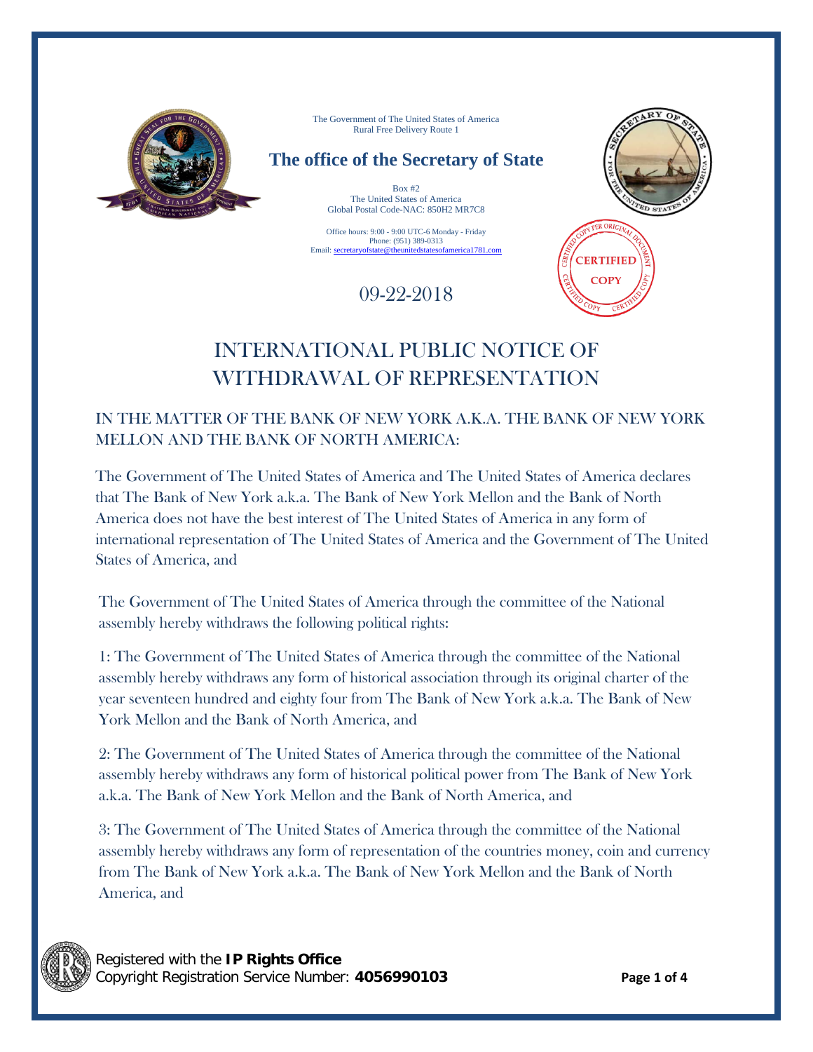The Government of The United States of America
Rural Free Delivery Route 1

## The office of the Secretary of State

Box #2
The United States of America
Global Postal Code-NAC: 850H2 MR7C8

Office hours: 9:00 - 9:00 UTC-6 Monday - Friday
Phone: (951) 389-0313
Email: secretaryofstate@theunitedstatesofamerica1781.com

09-22-2018

# INTERNATIONAL PUBLIC NOTICE OF WITHDRAWAL OF REPRESENTATION

## IN THE MATTER OF THE BANK OF NEW YORK A.K.A. THE BANK OF NEW YORK MELLON AND THE BANK OF NORTH AMERICA:

The Government of The United States of America and The United States of America declares that The Bank of New York a.k.a. The Bank of New York Mellon and the Bank of North America does not have the best interest of The United States of America in any form of international representation of The United States of America and the Government of The United States of America, and

The Government of The United States of America through the committee of the National assembly hereby withdraws the following political rights:

1: The Government of The United States of America through the committee of the National assembly hereby withdraws any form of historical association through its original charter of the year seventeen hundred and eighty four from The Bank of New York a.k.a. The Bank of New York Mellon and the Bank of North America, and

2: The Government of The United States of America through the committee of the National assembly hereby withdraws any form of historical political power from The Bank of New York a.k.a. The Bank of New York Mellon and the Bank of North America, and

3: The Government of The United States of America through the committee of the National assembly hereby withdraws any form of representation of the countries money, coin and currency from The Bank of New York a.k.a. The Bank of New York Mellon and the Bank of North America, and

Registered with the **IP Rights Office**
Copyright Registration Service Number: **4056990103**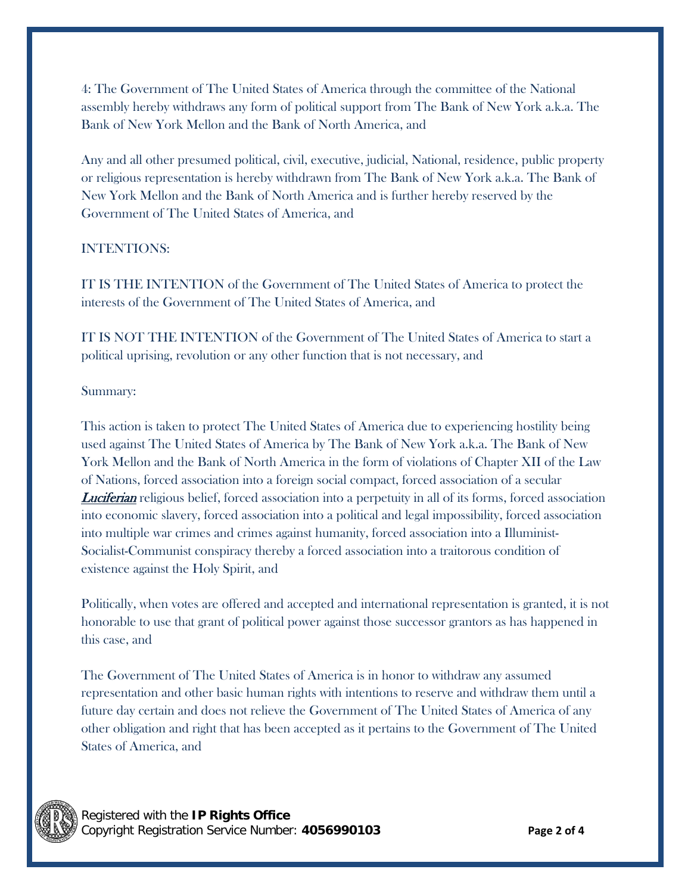4: The Government of The United States of America through the committee of the National assembly hereby withdraws any form of political support from The Bank of New York a.k.a. The Bank of New York Mellon and the Bank of North America, and

Any and all other presumed political, civil, executive, judicial, National, residence, public property or religious representation is hereby withdrawn from The Bank of New York a.k.a. The Bank of New York Mellon and the Bank of North America and is further hereby reserved by the Government of The United States of America, and

INTENTIONS:

IT IS THE INTENTION of the Government of The United States of America to protect the interests of the Government of The United States of America, and

IT IS NOT THE INTENTION of the Government of The United States of America to start a political uprising, revolution or any other function that is not necessary, and

Summary:

This action is taken to protect The United States of America due to experiencing hostility being used against The United States of America by The Bank of New York a.k.a. The Bank of New York Mellon and the Bank of North America in the form of violations of Chapter XII of the Law of Nations, forced association into a foreign social compact, forced association of a secular ***Luciferian*** religious belief, forced association into a perpetuity in all of its forms, forced association into economic slavery, forced association into a political and legal impossibility, forced association into multiple war crimes and crimes against humanity, forced association into a Illuminist-Socialist-Communist conspiracy thereby a forced association into a traitorous condition of existence against the Holy Spirit, and

Politically, when votes are offered and accepted and international representation is granted, it is not honorable to use that grant of political power against those successor grantors as has happened in this case, and

The Government of The United States of America is in honor to withdraw any assumed representation and other basic human rights with intentions to reserve and withdraw them until a future day certain and does not relieve the Government of The United States of America of any other obligation and right that has been accepted as it pertains to the Government of The United States of America, and

Registered with the **IP Rights Office**
Copyright Registration Service Number: **4056990103**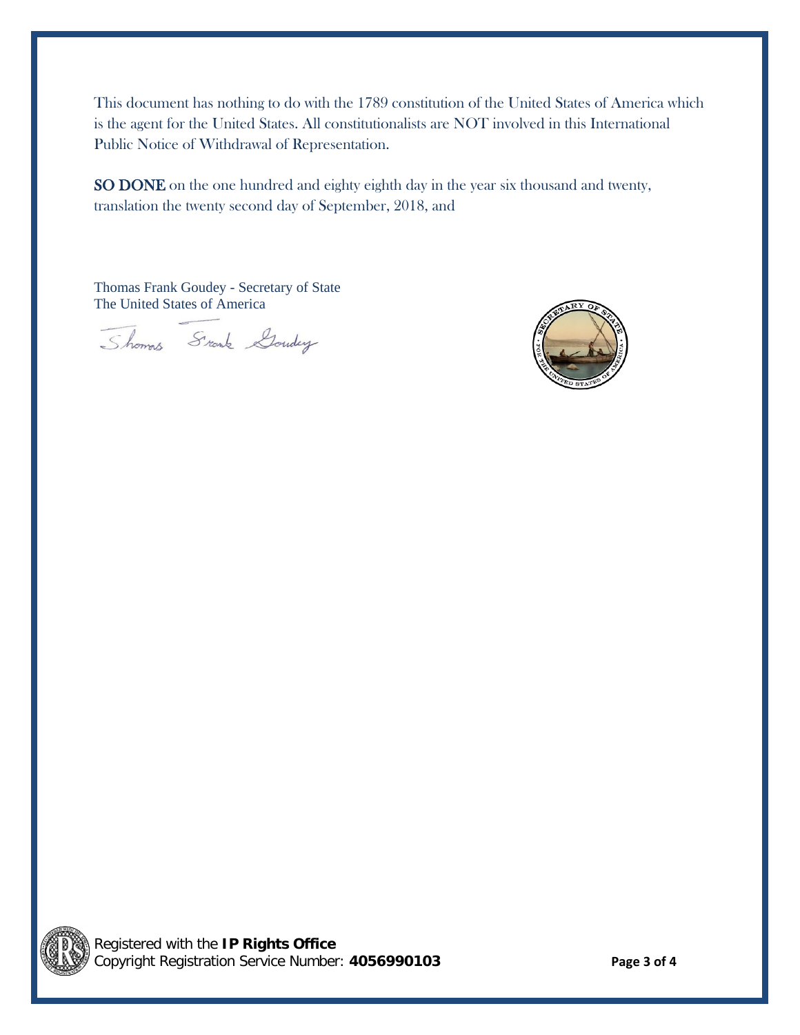This document has nothing to do with the 1789 constitution of the United States of America which is the agent for the United States. All constitutionalists are NOT involved in this International Public Notice of Withdrawal of Representation.

**SO DONE** on the one hundred and eighty eighth day in the year six thousand and twenty, translation the twenty second day of September, 2018, and

Thomas Frank Goudey - Secretary of State
The United States of America

Thomas Frank Goudey

Registered with the **IP Rights Office**
Copyright Registration Service Number: **4056990103**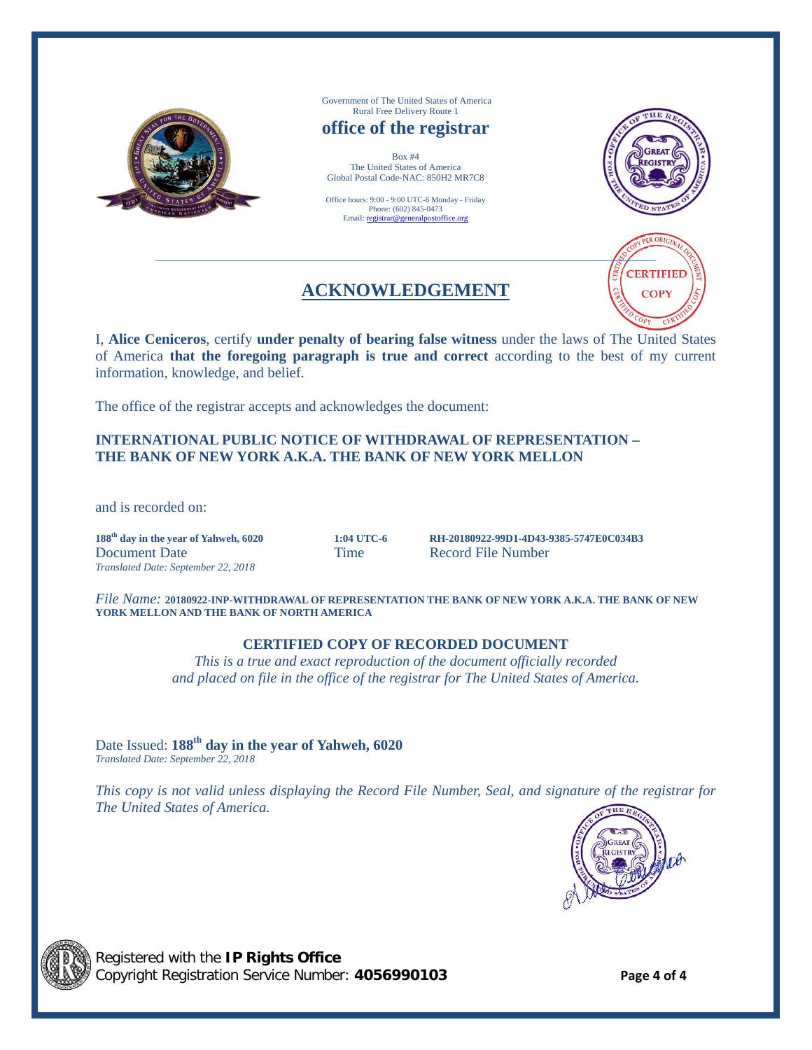Government of The United States of America
Rural Free Delivery Route 1

**office of the registrar**

Box #4
The United States of America
Global Postal Code-NAC: 850H2 MR7C8

Office hours: 9:00 - 9:00 UTC-6 Monday - Friday
Phone: (602) 845-0473
Email: registrar@generalpostoffice.org

# ACKNOWLEDGEMENT

I, **Alice Ceniceros**, certify **under penalty of bearing false witness** under the laws of The United States of America **that the foregoing paragraph is true and correct** according to the best of my current information, knowledge, and belief.

The office of the registrar accepts and acknowledges the document:

**INTERNATIONAL PUBLIC NOTICE OF WITHDRAWAL OF REPRESENTATION – THE BANK OF NEW YORK A.K.A. THE BANK OF NEW YORK MELLON**

and is recorded on:

| | | |
|---|---|---|
| **188th day in the year of Yahweh, 6020** | **1:04 UTC-6** | **RH-20180922-99D1-4D43-9385-5747E0C034B3** |
| Document Date | Time | Record File Number |
| *Translated Date: September 22, 2018* | | |

*File Name:* **20180922-INP-WITHDRAWAL OF REPRESENTATION THE BANK OF NEW YORK A.K.A. THE BANK OF NEW YORK MELLON AND THE BANK OF NORTH AMERICA**

**CERTIFIED COPY OF RECORDED DOCUMENT**

*This is a true and exact reproduction of the document officially recorded and placed on file in the office of the registrar for The United States of America.*

Date Issued: **188th day in the year of Yahweh, 6020**
*Translated Date: September 22, 2018*

*This copy is not valid unless displaying the Record File Number, Seal, and signature of the registrar for The United States of America.*

Registered with the **IP Rights Office**
Copyright Registration Service Number: **4056990103**